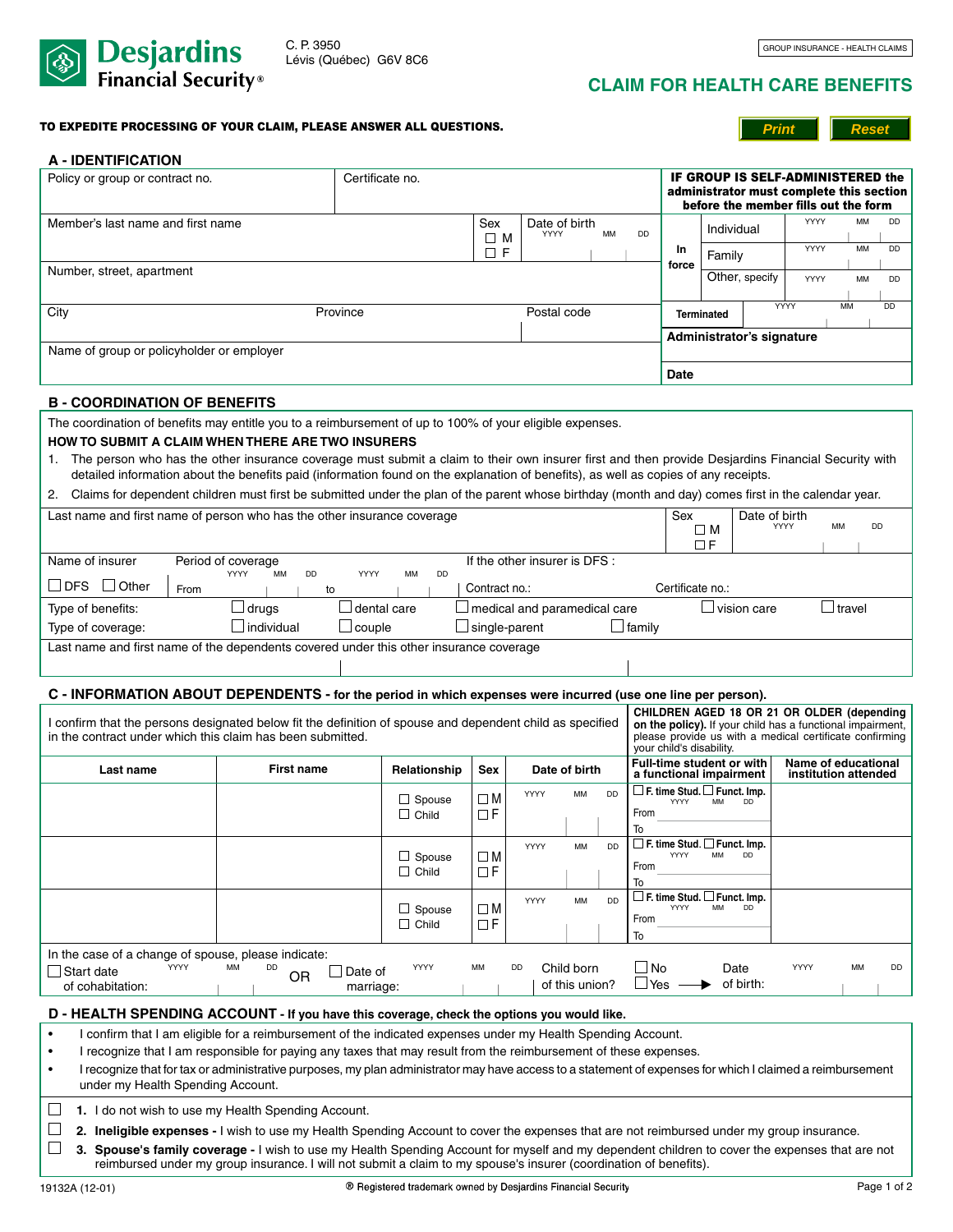Desjardins Financial Security®

C. P. 3950
Lévis (Québec) G6V 8C6

GROUP INSURANCE - HEALTH CLAIMS

# CLAIM FOR HEALTH CARE BENEFITS

**TO EXPEDITE PROCESSING OF YOUR CLAIM, PLEASE ANSWER ALL QUESTIONS.**

Print | Reset

## A - IDENTIFICATION

| Policy or group or contract no. | | Certificate no. | | |
|---|---|---|---|---|
| Member's last name and first name | | | Sex ☐ M ☐ F | Date of birth YYYY MM DD |
| Number, street, apartment | | | | |
| City | Province | | Postal code | |
| Name of group or policyholder or employer | | | | |

**IF GROUP IS SELF-ADMINISTERED the administrator must complete this section before the member fills out the form**

| | | YYYY MM DD |
|---|---|---|
| In force | Individual | |
| | Family | |
| | Other, specify | |
| Terminated | | |

**Administrator's signature**

**Date**

## B - COORDINATION OF BENEFITS

The coordination of benefits may entitle you to a reimbursement of up to 100% of your eligible expenses.

**HOW TO SUBMIT A CLAIM WHEN THERE ARE TWO INSURERS**

1. The person who has the other insurance coverage must submit a claim to their own insurer first and then provide Desjardins Financial Security with detailed information about the benefits paid (information found on the explanation of benefits), as well as copies of any receipts.
2. Claims for dependent children must first be submitted under the plan of the parent whose birthday (month and day) comes first in the calendar year.

| Last name and first name of person who has the other insurance coverage | Sex ☐ M ☐ F | Date of birth YYYY MM DD |
|---|---|---|

Name of insurer: ☐ DFS ☐ Other

Period of coverage: From YYYY MM DD to YYYY MM DD

If the other insurer is DFS : Contract no.: Certificate no.:

Type of benefits: ☐ drugs ☐ dental care ☐ medical and paramedical care ☐ vision care ☐ travel

Type of coverage: ☐ individual ☐ couple ☐ single-parent ☐ family

Last name and first name of the dependents covered under this other insurance coverage

## C - INFORMATION ABOUT DEPENDENTS - for the period in which expenses were incurred (use one line per person).

I confirm that the persons designated below fit the definition of spouse and dependent child as specified in the contract under which this claim has been submitted.

**CHILDREN AGED 18 OR 21 OR OLDER (depending on the policy).** If your child has a functional impairment, please provide us with a medical certificate confirming your child's disability.

| Last name | First name | Relationship | Sex | Date of birth | Full-time student or with a functional impairment | Name of educational institution attended |
|---|---|---|---|---|---|---|
| | | ☐ Spouse ☐ Child | ☐ M ☐ F | YYYY MM DD | ☐ F. time Stud. ☐ Funct. Imp. From YYYY MM DD To | |
| | | ☐ Spouse ☐ Child | ☐ M ☐ F | YYYY MM DD | ☐ F. time Stud. ☐ Funct. Imp. From YYYY MM DD To | |
| | | ☐ Spouse ☐ Child | ☐ M ☐ F | YYYY MM DD | ☐ F. time Stud. ☐ Funct. Imp. From YYYY MM DD To | |

In the case of a change of spouse, please indicate:
☐ Start date of cohabitation: YYYY MM DD OR ☐ Date of marriage: YYYY MM DD

Child born of this union? ☐ No ☐ Yes → Date of birth: YYYY MM DD

## D - HEALTH SPENDING ACCOUNT - If you have this coverage, check the options you would like.

- I confirm that I am eligible for a reimbursement of the indicated expenses under my Health Spending Account.
- I recognize that I am responsible for paying any taxes that may result from the reimbursement of these expenses.
- I recognize that for tax or administrative purposes, my plan administrator may have access to a statement of expenses for which I claimed a reimbursement under my Health Spending Account.

☐ **1.** I do not wish to use my Health Spending Account.

☐ **2. Ineligible expenses -** I wish to use my Health Spending Account to cover the expenses that are not reimbursed under my group insurance.

☐ **3. Spouse's family coverage -** I wish to use my Health Spending Account for myself and my dependent children to cover the expenses that are not reimbursed under my group insurance. I will not submit a claim to my spouse's insurer (coordination of benefits).

19132A (12-01) ® Registered trademark owned by Desjardins Financial Security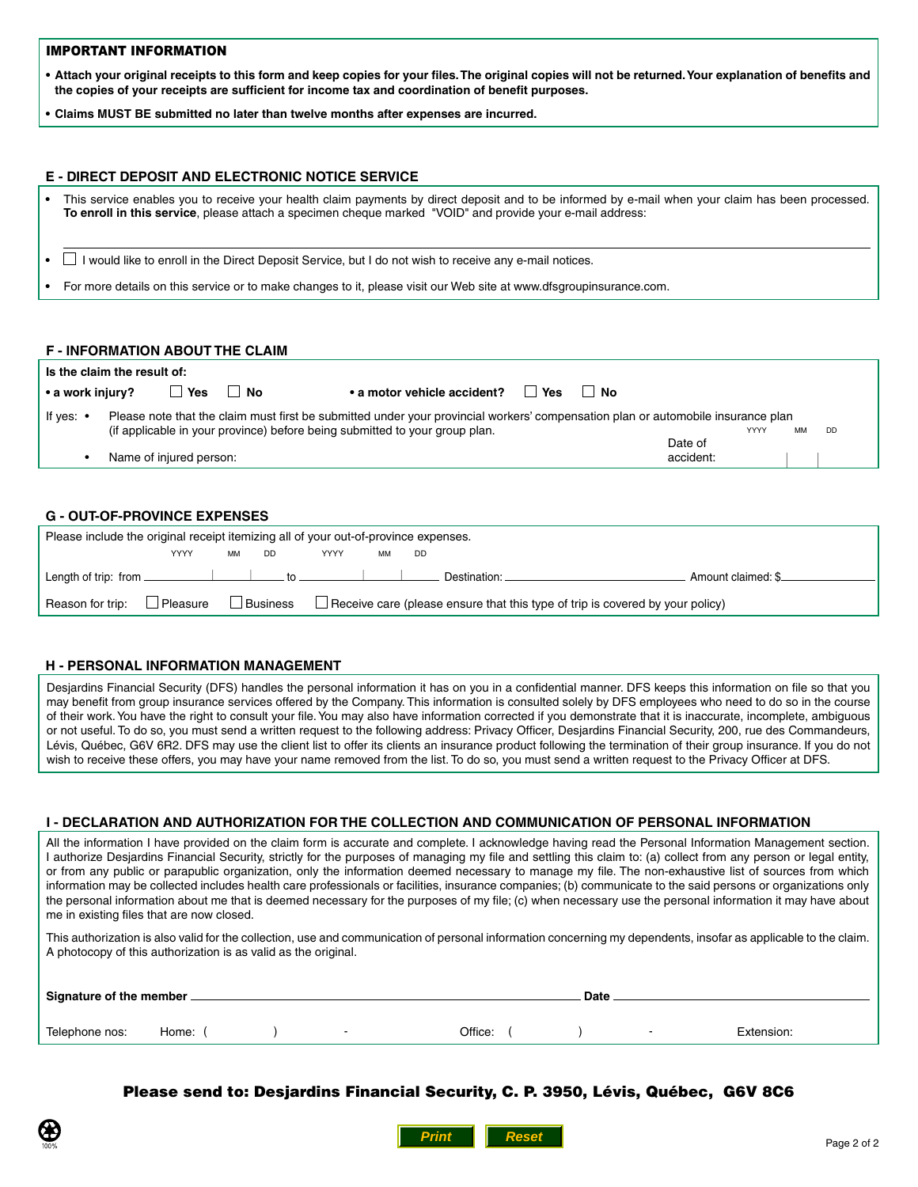## IMPORTANT INFORMATION

- **Attach your original receipts to this form and keep copies for your files. The original copies will not be returned. Your explanation of benefits and the copies of your receipts are sufficient for income tax and coordination of benefit purposes.**
- **Claims MUST BE submitted no later than twelve months after expenses are incurred.**

## E - DIRECT DEPOSIT AND ELECTRONIC NOTICE SERVICE

- This service enables you to receive your health claim payments by direct deposit and to be informed by e-mail when your claim has been processed. **To enroll in this service**, please attach a specimen cheque marked "VOID" and provide your e-mail address:

  ______________________________________________

- ☐ I would like to enroll in the Direct Deposit Service, but I do not wish to receive any e-mail notices.
- For more details on this service or to make changes to it, please visit our Web site at www.dfsgroupinsurance.com.

## F - INFORMATION ABOUT THE CLAIM

**Is the claim the result of:**

**• a work injury?** ☐ **Yes** ☐ **No** **• a motor vehicle accident?** ☐ **Yes** ☐ **No**

If yes:
- Please note that the claim must first be submitted under your provincial workers' compensation plan or automobile insurance plan (if applicable in your province) before being submitted to your group plan.
- Name of injured person: ______________________ Date of accident: YYYY | MM | DD

## G - OUT-OF-PROVINCE EXPENSES

Please include the original receipt itemizing all of your out-of-province expenses.

Length of trip: from ____ YYYY | MM | DD to ____ YYYY | MM | DD Destination: ______________ Amount claimed: $__________

Reason for trip: ☐ Pleasure ☐ Business ☐ Receive care (please ensure that this type of trip is covered by your policy)

## H - PERSONAL INFORMATION MANAGEMENT

Desjardins Financial Security (DFS) handles the personal information it has on you in a confidential manner. DFS keeps this information on file so that you may benefit from group insurance services offered by the Company. This information is consulted solely by DFS employees who need to do so in the course of their work. You have the right to consult your file. You may also have information corrected if you demonstrate that it is inaccurate, incomplete, ambiguous or not useful. To do so, you must send a written request to the following address: Privacy Officer, Desjardins Financial Security, 200, rue des Commandeurs, Lévis, Québec, G6V 6R2. DFS may use the client list to offer its clients an insurance product following the termination of their group insurance. If you do not wish to receive these offers, you may have your name removed from the list. To do so, you must send a written request to the Privacy Officer at DFS.

## I - DECLARATION AND AUTHORIZATION FOR THE COLLECTION AND COMMUNICATION OF PERSONAL INFORMATION

All the information I have provided on the claim form is accurate and complete. I acknowledge having read the Personal Information Management section. I authorize Desjardins Financial Security, strictly for the purposes of managing my file and settling this claim to: (a) collect from any person or legal entity, or from any public or parapublic organization, only the information deemed necessary to manage my file. The non-exhaustive list of sources from which information may be collected includes health care professionals or facilities, insurance companies; (b) communicate to the said persons or organizations only the personal information about me that is deemed necessary for the purposes of my file; (c) when necessary use the personal information it may have about me in existing files that are now closed.

This authorization is also valid for the collection, use and communication of personal information concerning my dependents, insofar as applicable to the claim. A photocopy of this authorization is as valid as the original.

**Signature of the member** ______________________________ **Date** ______________

Telephone nos: Home: (     )      -      Office: (     )      -      Extension:

**Please send to: Desjardins Financial Security, C. P. 3950, Lévis, Québec, G6V 8C6**

Print Reset